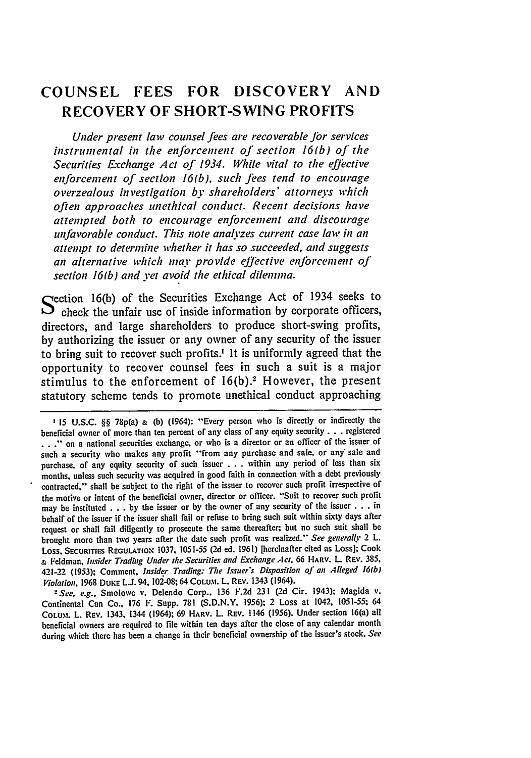# COUNSEL FEES FOR DISCOVERY AND RECOVERY OF SHORT-SWING PROFITS

*Under present law counsel fees are recoverable for services instrumental in the enforcement of section 16(b) of the Securities Exchange Act of 1934. While vital to the effective enforcement of section 16(b), such fees tend to encourage overzealous investigation by shareholders' attorneys which often approaches unethical conduct. Recent decisions have attempted both to encourage enforcement and discourage unfavorable conduct. This note analyzes current case law in an attempt to determine whether it has so succeeded, and suggests an alternative which may provide effective enforcement of section 16(b) and yet avoid the ethical dilemma.*

Section 16(b) of the Securities Exchange Act of 1934 seeks to check the unfair use of inside information by corporate officers, directors, and large shareholders to produce short-swing profits, by authorizing the issuer or any owner of any security of the issuer to bring suit to recover such profits.[1] It is uniformly agreed that the opportunity to recover counsel fees in such a suit is a major stimulus to the enforcement of 16(b).[2] However, the present statutory scheme tends to promote unethical conduct approaching

---

[1] 15 U.S.C. §§ 78p(a) & (b) (1964): "Every person who is directly or indirectly the beneficial owner of more than ten percent of any class of any equity security . . . registered . . ." on a national securities exchange, or who is a director or an officer of the issuer of such a security who makes any profit "from any purchase and sale, or any sale and purchase, of any equity security of such issuer . . . within any period of less than six months, unless such security was acquired in good faith in connection with a debt previously contracted," shall be subject to the right of the issuer to recover such profit irrespective of the motive or intent of the beneficial owner, director or officer. "Suit to recover such profit may be instituted . . . by the issuer or by the owner of any security of the issuer . . . in behalf of the issuer if the issuer shall fail or refuse to bring such suit within sixty days after request or shall fail diligently to prosecute the same thereafter; but no such suit shall be brought more than two years after the date such profit was realized." *See generally* 2 L. Loss, Securities Regulation 1037, 1051-55 (2d ed. 1961) [hereinafter cited as Loss]; Cook & Feldman, *Insider Trading Under the Securities and Exchange Act*, 66 Harv. L. Rev. 385, 421-22 (1953); Comment, *Insider Trading: The Issuer's Disposition of an Alleged 16(b) Violation*, 1968 Duke L.J. 94, 102-08; 64 Colum. L. Rev. 1343 (1964).

[2] *See, e.g.*, Smolowe v. Delendo Corp., 136 F.2d 231 (2d Cir. 1943); Magida v. Continental Can Co., 176 F. Supp. 781 (S.D.N.Y. 1956); 2 Loss at 1042, 1051-55; 64 Colum. L. Rev. 1343, 1344 (1964); 69 Harv. L. Rev. 1146 (1956). Under section 16(a) all beneficial owners are required to file within ten days after the close of any calendar month during which there has been a change in their beneficial ownership of the issuer's stock. *See*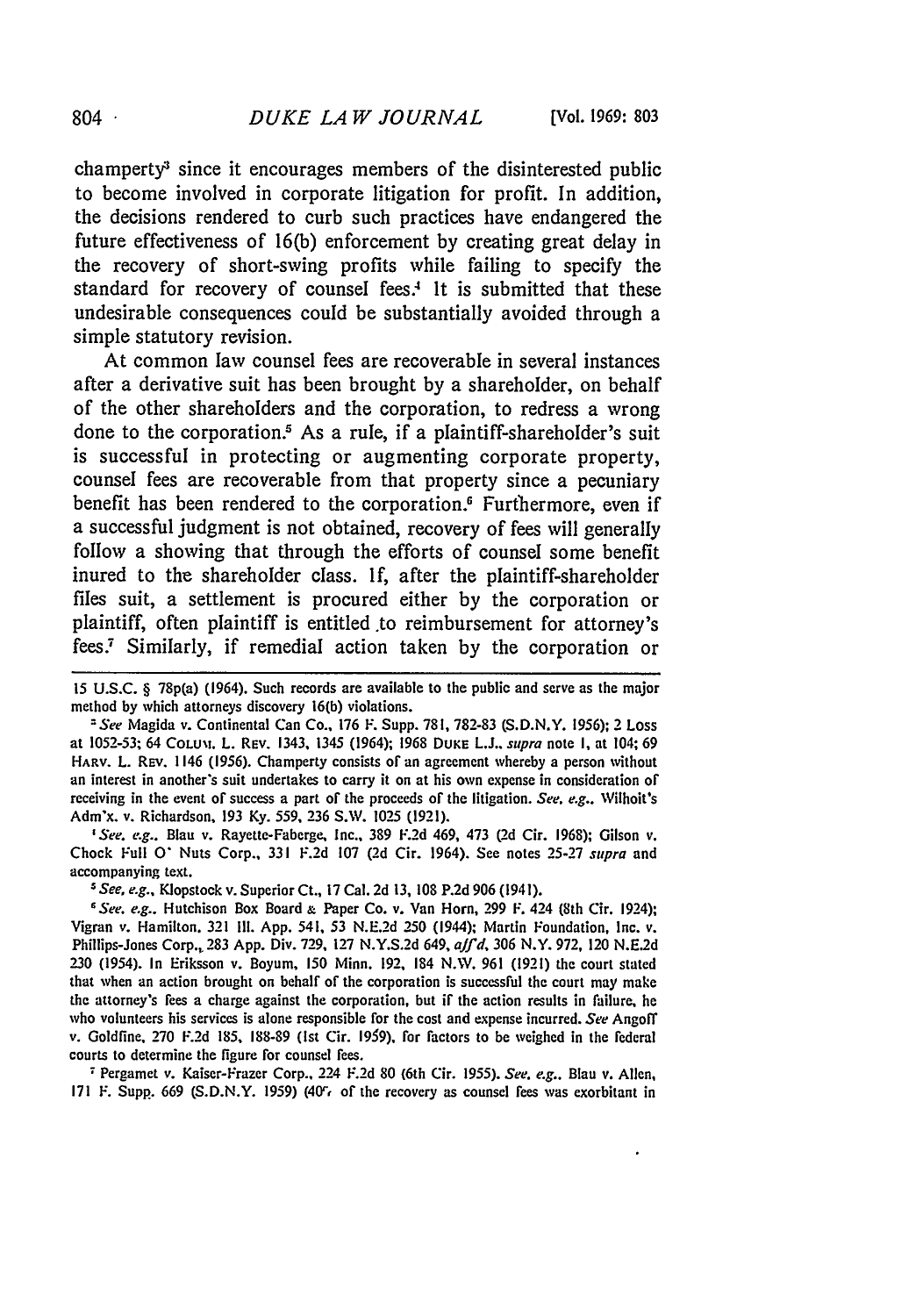champerty[3] since it encourages members of the disinterested public to become involved in corporate litigation for profit. In addition, the decisions rendered to curb such practices have endangered the future effectiveness of 16(b) enforcement by creating great delay in the recovery of short-swing profits while failing to specify the standard for recovery of counsel fees.[4] It is submitted that these undesirable consequences could be substantially avoided through a simple statutory revision.

At common law counsel fees are recoverable in several instances after a derivative suit has been brought by a shareholder, on behalf of the other shareholders and the corporation, to redress a wrong done to the corporation.[5] As a rule, if a plaintiff-shareholder's suit is successful in protecting or augmenting corporate property, counsel fees are recoverable from that property since a pecuniary benefit has been rendered to the corporation.[6] Furthermore, even if a successful judgment is not obtained, recovery of fees will generally follow a showing that through the efforts of counsel some benefit inured to the shareholder class. If, after the plaintiff-shareholder files suit, a settlement is procured either by the corporation or plaintiff, often plaintiff is entitled to reimbursement for attorney's fees.[7] Similarly, if remedial action taken by the corporation or

---

15 U.S.C. § 78p(a) (1964). Such records are available to the public and serve as the major method by which attorneys discovery 16(b) violations.

[3] *See* Magida v. Continental Can Co., 176 F. Supp. 781, 782-83 (S.D.N.Y. 1956); 2 Loss at 1052-53; 64 COLUM. L. REV. 1343, 1345 (1964); 1968 DUKE L.J. *supra* note 1, at 104; 69 HARV. L. REV. 1146 (1956). Champerty consists of an agreement whereby a person without an interest in another's suit undertakes to carry it on at his own expense in consideration of receiving in the event of success a part of the proceeds of the litigation. *See, e.g.*, Wilhoit's Adm'x. v. Richardson, 193 Ky. 559, 236 S.W. 1025 (1921).

[4] *See, e.g.*, Blau v. Rayette-Faberge, Inc., 389 F.2d 469, 473 (2d Cir. 1968); Gilson v. Chock Full O' Nuts Corp., 331 F.2d 107 (2d Cir. 1964). See notes 25-27 *supra* and accompanying text.

[5] *See, e.g.*, Klopstock v. Superior Ct., 17 Cal. 2d 13, 108 P.2d 906 (1941).

[6] *See, e.g.*, Hutchison Box Board & Paper Co. v. Van Horn, 299 F. 424 (8th Cir. 1924); Vigran v. Hamilton, 321 Ill. App. 541, 53 N.E.2d 250 (1944); Martin Foundation, Inc. v. Phillips-Jones Corp., 283 App. Div. 729, 127 N.Y.S.2d 649, *aff'd*, 306 N.Y. 972, 120 N.E.2d 230 (1954). In Eriksson v. Boyum, 150 Minn. 192, 184 N.W. 961 (1921) the court stated that when an action brought on behalf of the corporation is successful the court may make the attorney's fees a charge against the corporation, but if the action results in failure, he who volunteers his services is alone responsible for the cost and expense incurred. *See* Angoff v. Goldfine, 270 F.2d 185, 188-89 (1st Cir. 1959), for factors to be weighed in the federal courts to determine the figure for counsel fees.

[7] Pergamet v. Kaiser-Frazer Corp., 224 F.2d 80 (6th Cir. 1955). *See, e.g.*, Blau v. Allen, 171 F. Supp. 669 (S.D.N.Y. 1959) (40% of the recovery as counsel fees was exorbitant in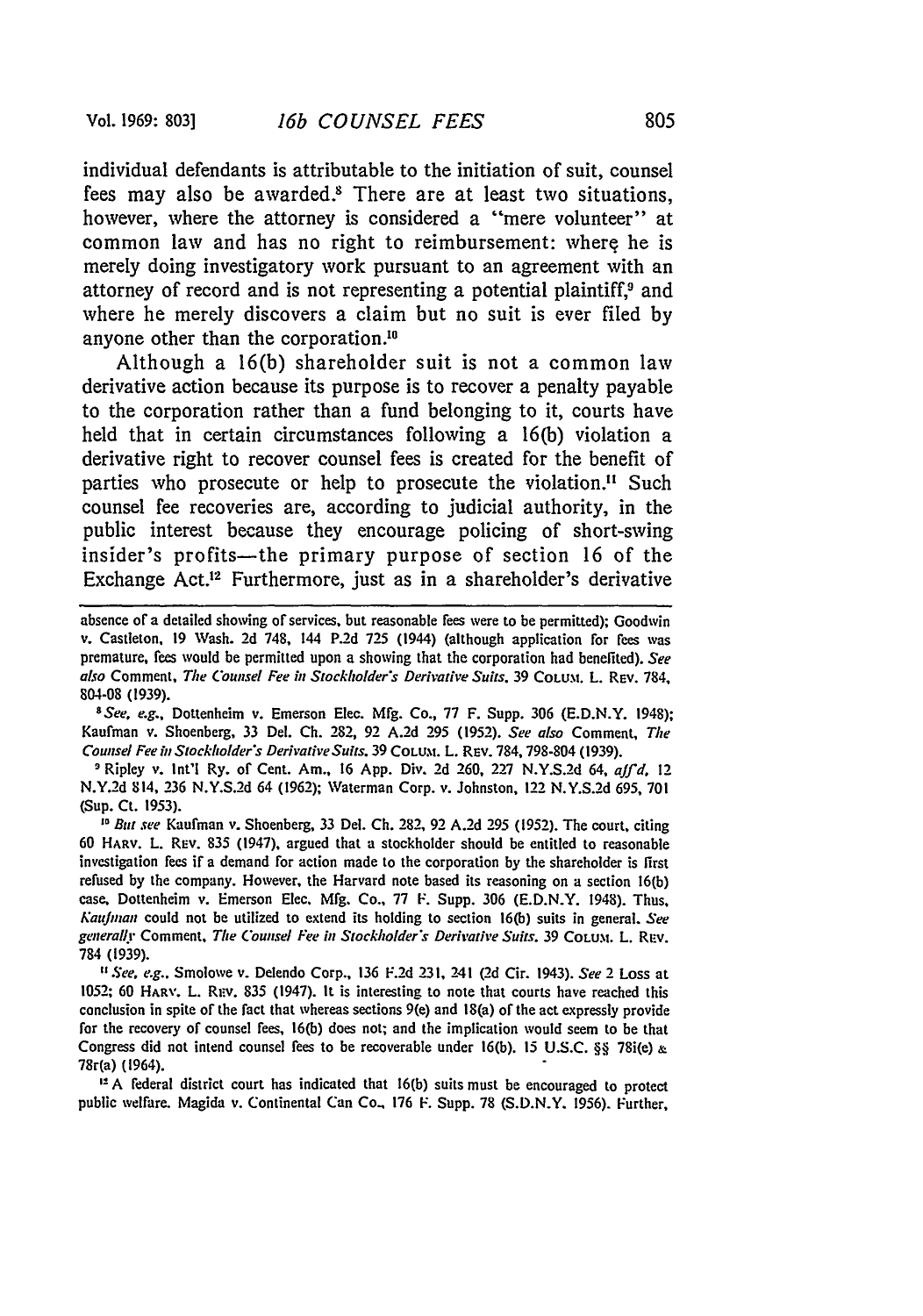individual defendants is attributable to the initiation of suit, counsel fees may also be awarded.[8] There are at least two situations, however, where the attorney is considered a "mere volunteer" at common law and has no right to reimbursement: where he is merely doing investigatory work pursuant to an agreement with an attorney of record and is not representing a potential plaintiff,[9] and where he merely discovers a claim but no suit is ever filed by anyone other than the corporation.[10]

Although a 16(b) shareholder suit is not a common law derivative action because its purpose is to recover a penalty payable to the corporation rather than a fund belonging to it, courts have held that in certain circumstances following a 16(b) violation a derivative right to recover counsel fees is created for the benefit of parties who prosecute or help to prosecute the violation.[11] Such counsel fee recoveries are, according to judicial authority, in the public interest because they encourage policing of short-swing insider's profits—the primary purpose of section 16 of the Exchange Act.[12] Furthermore, just as in a shareholder's derivative

---

absence of a detailed showing of services, but reasonable fees were to be permitted); Goodwin v. Castleton, 19 Wash. 2d 748, 144 P.2d 725 (1944) (although application for fees was premature, fees would be permitted upon a showing that the corporation had benefited). *See also* Comment, *The Counsel Fee in Stockholder's Derivative Suits*, 39 COLUM. L. REV. 784, 804-08 (1939).

[8] *See, e.g.*, Dottenheim v. Emerson Elec. Mfg. Co., 77 F. Supp. 306 (E.D.N.Y. 1948); Kaufman v. Shoenberg, 33 Del. Ch. 282, 92 A.2d 295 (1952). *See also* Comment, *The Counsel Fee in Stockholder's Derivative Suits*, 39 COLUM. L. REV. 784, 798-804 (1939).

[9] Ripley v. Int'l Ry. of Cent. Am., 16 App. Div. 2d 260, 227 N.Y.S.2d 64, *aff'd*, 12 N.Y.2d 814, 236 N.Y.S.2d 64 (1962); Waterman Corp. v. Johnston, 122 N.Y.S.2d 695, 701 (Sup. Ct. 1953).

[10] *But see* Kaufman v. Shoenberg, 33 Del. Ch. 282, 92 A.2d 295 (1952). The court, citing 60 HARV. L. REV. 835 (1947), argued that a stockholder should be entitled to reasonable investigation fees if a demand for action made to the corporation by the shareholder is first refused by the company. However, the Harvard note based its reasoning on a section 16(b) case, Dottenheim v. Emerson Elec. Mfg. Co., 77 F. Supp. 306 (E.D.N.Y. 1948). Thus, *Kaufman* could not be utilized to extend its holding to section 16(b) suits in general. *See generally* Comment, *The Counsel Fee in Stockholder's Derivative Suits*, 39 COLUM. L. REV. 784 (1939).

[11] *See, e.g.*, Smolowe v. Delendo Corp., 136 F.2d 231, 241 (2d Cir. 1943). *See* 2 Loss at 1052; 60 HARV. L. REV. 835 (1947). It is interesting to note that courts have reached this conclusion in spite of the fact that whereas sections 9(e) and 18(a) of the act expressly provide for the recovery of counsel fees, 16(b) does not; and the implication would seem to be that Congress did not intend counsel fees to be recoverable under 16(b). 15 U.S.C. §§ 78i(e) & 78r(a) (1964).

[12] A federal district court has indicated that 16(b) suits must be encouraged to protect public welfare. Magida v. Continental Can Co., 176 F. Supp. 78 (S.D.N.Y. 1956). Further,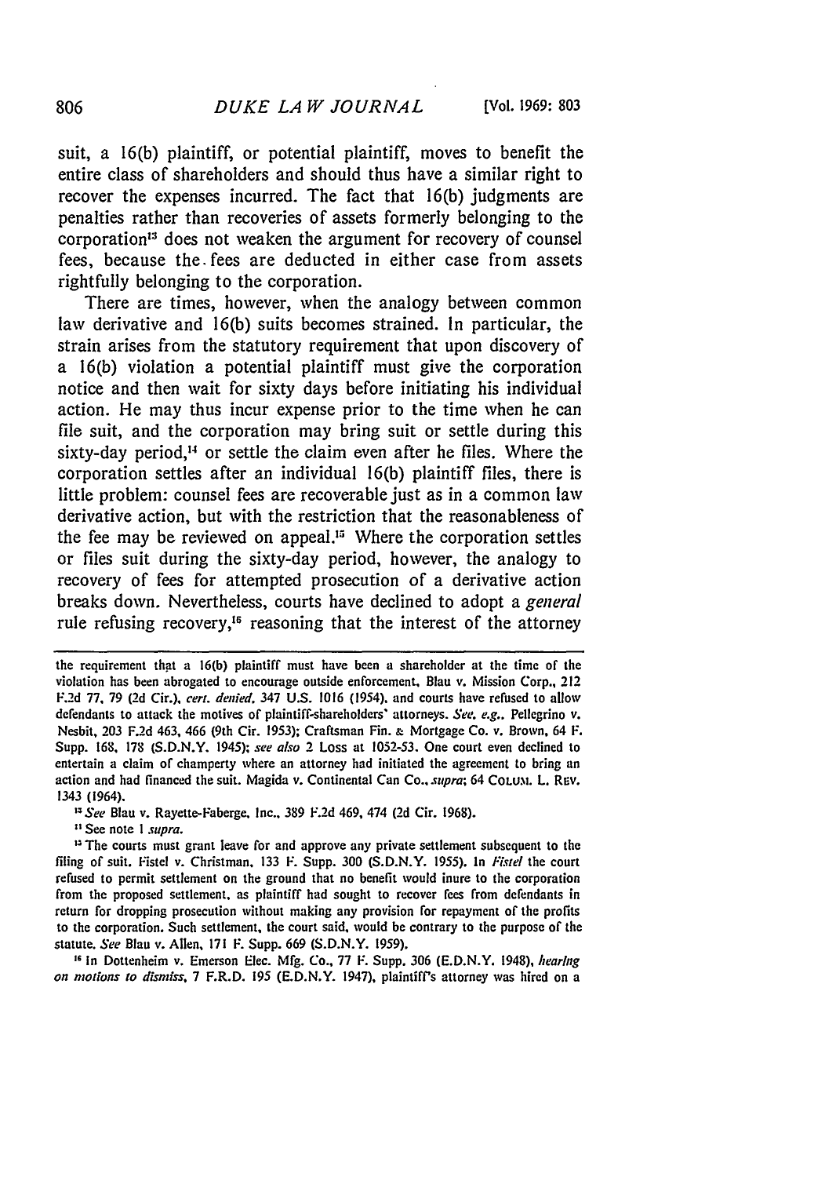suit, a 16(b) plaintiff, or potential plaintiff, moves to benefit the entire class of shareholders and should thus have a similar right to recover the expenses incurred. The fact that 16(b) judgments are penalties rather than recoveries of assets formerly belonging to the corporation[13] does not weaken the argument for recovery of counsel fees, because the fees are deducted in either case from assets rightfully belonging to the corporation.

There are times, however, when the analogy between common law derivative and 16(b) suits becomes strained. In particular, the strain arises from the statutory requirement that upon discovery of a 16(b) violation a potential plaintiff must give the corporation notice and then wait for sixty days before initiating his individual action. He may thus incur expense prior to the time when he can file suit, and the corporation may bring suit or settle during this sixty-day period,[14] or settle the claim even after he files. Where the corporation settles after an individual 16(b) plaintiff files, there is little problem: counsel fees are recoverable just as in a common law derivative action, but with the restriction that the reasonableness of the fee may be reviewed on appeal.[15] Where the corporation settles or files suit during the sixty-day period, however, the analogy to recovery of fees for attempted prosecution of a derivative action breaks down. Nevertheless, courts have declined to adopt a *general* rule refusing recovery,[16] reasoning that the interest of the attorney

---

the requirement that a 16(b) plaintiff must have been a shareholder at the time of the violation has been abrogated to encourage outside enforcement, Blau v. Mission Corp., 212 F.2d 77, 79 (2d Cir.), *cert. denied*, 347 U.S. 1016 (1954), and courts have refused to allow defendants to attack the motives of plaintiff-shareholders' attorneys. *See, e.g.*, Pellegrino v. Nesbit, 203 F.2d 463, 466 (9th Cir. 1953); Craftsman Fin. & Mortgage Co. v. Brown, 64 F. Supp. 168, 178 (S.D.N.Y. 1945); *see also* 2 Loss at 1052-53. One court even declined to entertain a claim of champerty where an attorney had initiated the agreement to bring an action and had financed the suit. Magida v. Continental Can Co., *supra*; 64 COLUM. L. REV. 1343 (1964).

[13] *See* Blau v. Rayette-Faberge, Inc., 389 F.2d 469, 474 (2d Cir. 1968).

[14] See note 1 *supra*.

[15] The courts must grant leave for and approve any private settlement subsequent to the filing of suit. Fistel v. Christman, 133 F. Supp. 300 (S.D.N.Y. 1955). In *Fistel* the court refused to permit settlement on the ground that no benefit would inure to the corporation from the proposed settlement, as plaintiff had sought to recover fees from defendants in return for dropping prosecution without making any provision for repayment of the profits to the corporation. Such settlement, the court said, would be contrary to the purpose of the statute. *See* Blau v. Allen, 171 F. Supp. 669 (S.D.N.Y. 1959).

[16] In Dottenheim v. Emerson Elec. Mfg. Co., 77 F. Supp. 306 (E.D.N.Y. 1948), *hearing on motions to dismiss*, 7 F.R.D. 195 (E.D.N.Y. 1947), plaintiff's attorney was hired on a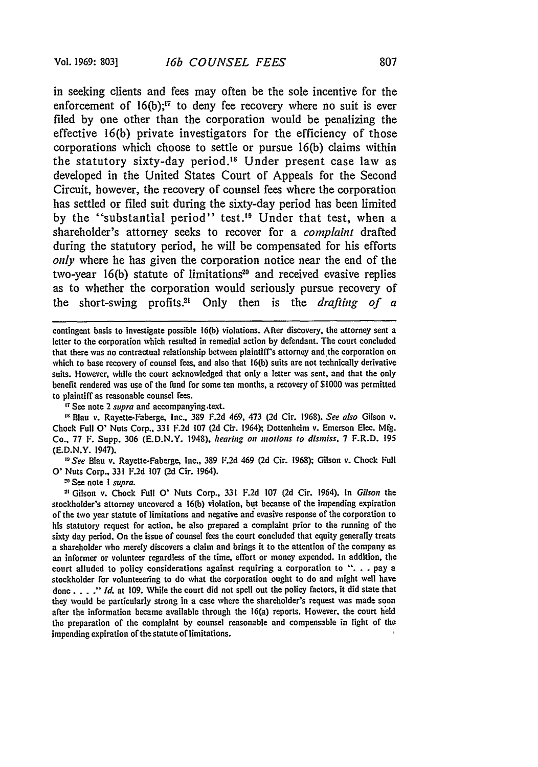in seeking clients and fees may often be the sole incentive for the enforcement of 16(b);[17] to deny fee recovery where no suit is ever filed by one other than the corporation would be penalizing the effective 16(b) private investigators for the efficiency of those corporations which choose to settle or pursue 16(b) claims within the statutory sixty-day period.[18] Under present case law as developed in the United States Court of Appeals for the Second Circuit, however, the recovery of counsel fees where the corporation has settled or filed suit during the sixty-day period has been limited by the "substantial period" test.[19] Under that test, when a shareholder's attorney seeks to recover for a *complaint* drafted during the statutory period, he will be compensated for his efforts *only* where he has given the corporation notice near the end of the two-year 16(b) statute of limitations[20] and received evasive replies as to whether the corporation would seriously pursue recovery of the short-swing profits.[21] Only then is the *drafting of a*

---

contingent basis to investigate possible 16(b) violations. After discovery, the attorney sent a letter to the corporation which resulted in remedial action by defendant. The court concluded that there was no contractual relationship between plaintiff's attorney and the corporation on which to base recovery of counsel fees, and also that 16(b) suits are not technically derivative suits. However, while the court acknowledged that only a letter was sent, and that the only benefit rendered was use of the fund for some ten months, a recovery of $1000 was permitted to plaintiff as reasonable counsel fees.

[17] See note 2 *supra* and accompanying text.

[18] Blau v. Rayette-Faberge, Inc., 389 F.2d 469, 473 (2d Cir. 1968). *See also* Gilson v. Chock Full O' Nuts Corp., 331 F.2d 107 (2d Cir. 1964); Dottenheim v. Emerson Elec. Mfg. Co., 77 F. Supp. 306 (E.D.N.Y. 1948), *hearing on motions to dismiss*, 7 F.R.D. 195 (E.D.N.Y. 1947).

[19] *See* Blau v. Rayette-Faberge, Inc., 389 F.2d 469 (2d Cir. 1968); Gilson v. Chock Full O' Nuts Corp., 331 F.2d 107 (2d Cir. 1964).

[20] See note 1 *supra*.

[21] Gilson v. Chock Full O' Nuts Corp., 331 F.2d 107 (2d Cir. 1964). In *Gilson* the stockholder's attorney uncovered a 16(b) violation, but because of the impending expiration of the two year statute of limitations and negative and evasive response of the corporation to his statutory request for action, he also prepared a complaint prior to the running of the sixty day period. On the issue of counsel fees the court concluded that equity generally treats a shareholder who merely discovers a claim and brings it to the attention of the company as an informer or volunteer regardless of the time, effort or money expended. In addition, the court alluded to policy considerations against requiring a corporation to ". . . pay a stockholder for volunteeering to do what the corporation ought to do and might well have done . . . ." *Id.* at 109. While the court did not spell out the policy factors, it did state that they would be particularly strong in a case where the shareholder's request was made soon after the information became available through the 16(a) reports. However, the court held the preparation of the complaint by counsel reasonable and compensable in light of the impending expiration of the statute of limitations.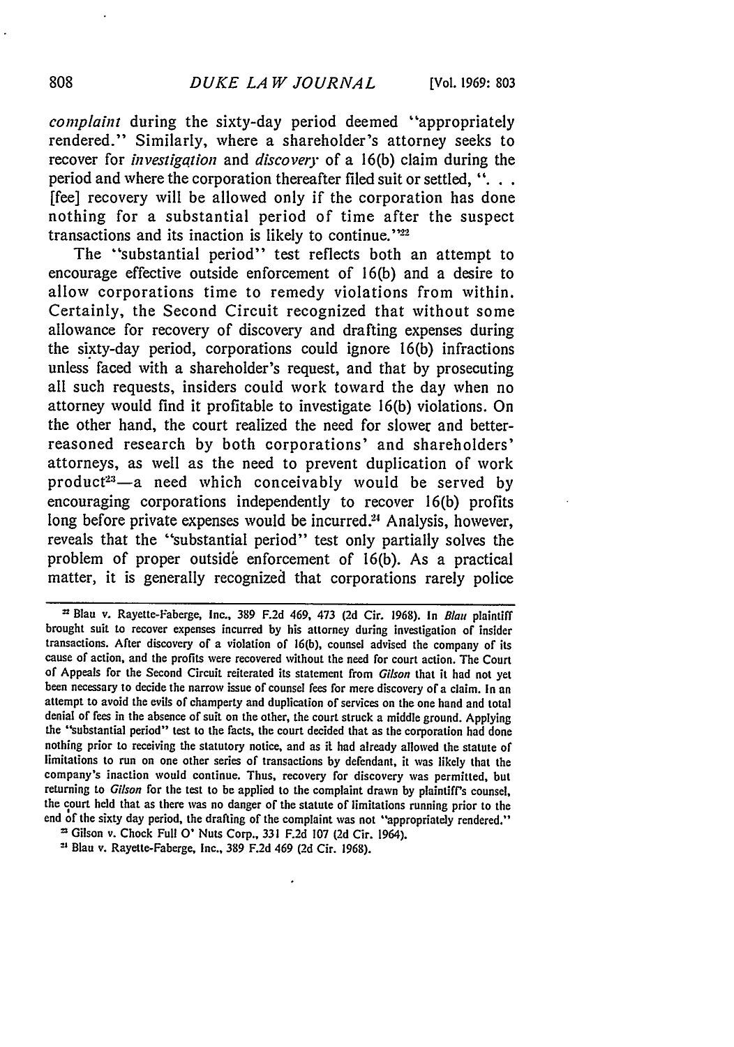*complaint* during the sixty-day period deemed "appropriately rendered." Similarly, where a shareholder's attorney seeks to recover for *investigation* and *discovery* of a 16(b) claim during the period and where the corporation thereafter filed suit or settled, ". . . [fee] recovery will be allowed only if the corporation has done nothing for a substantial period of time after the suspect transactions and its inaction is likely to continue."[22]

The "substantial period" test reflects both an attempt to encourage effective outside enforcement of 16(b) and a desire to allow corporations time to remedy violations from within. Certainly, the Second Circuit recognized that without some allowance for recovery of discovery and drafting expenses during the sixty-day period, corporations could ignore 16(b) infractions unless faced with a shareholder's request, and that by prosecuting all such requests, insiders could work toward the day when no attorney would find it profitable to investigate 16(b) violations. On the other hand, the court realized the need for slower and better-reasoned research by both corporations' and shareholders' attorneys, as well as the need to prevent duplication of work product[23]—a need which conceivably would be served by encouraging corporations independently to recover 16(b) profits long before private expenses would be incurred.[24] Analysis, however, reveals that the "substantial period" test only partially solves the problem of proper outside enforcement of 16(b). As a practical matter, it is generally recognized that corporations rarely police

---

[22] Blau v. Rayette-Faberge, Inc., 389 F.2d 469, 473 (2d Cir. 1968). In *Blau* plaintiff brought suit to recover expenses incurred by his attorney during investigation of insider transactions. After discovery of a violation of 16(b), counsel advised the company of its cause of action, and the profits were recovered without the need for court action. The Court of Appeals for the Second Circuit reiterated its statement from *Gilson* that it had not yet been necessary to decide the narrow issue of counsel fees for mere discovery of a claim. In an attempt to avoid the evils of champerty and duplication of services on the one hand and total denial of fees in the absence of suit on the other, the court struck a middle ground. Applying the "substantial period" test to the facts, the court decided that as the corporation had done nothing prior to receiving the statutory notice, and as it had already allowed the statute of limitations to run on one other series of transactions by defendant, it was likely that the company's inaction would continue. Thus, recovery for discovery was permitted, but returning to *Gilson* for the test to be applied to the complaint drawn by plaintiff's counsel, the court held that as there was no danger of the statute of limitations running prior to the end of the sixty day period, the drafting of the complaint was not "appropriately rendered."

[23] Gilson v. Chock Full O' Nuts Corp., 331 F.2d 107 (2d Cir. 1964).

[24] Blau v. Rayette-Faberge, Inc., 389 F.2d 469 (2d Cir. 1968).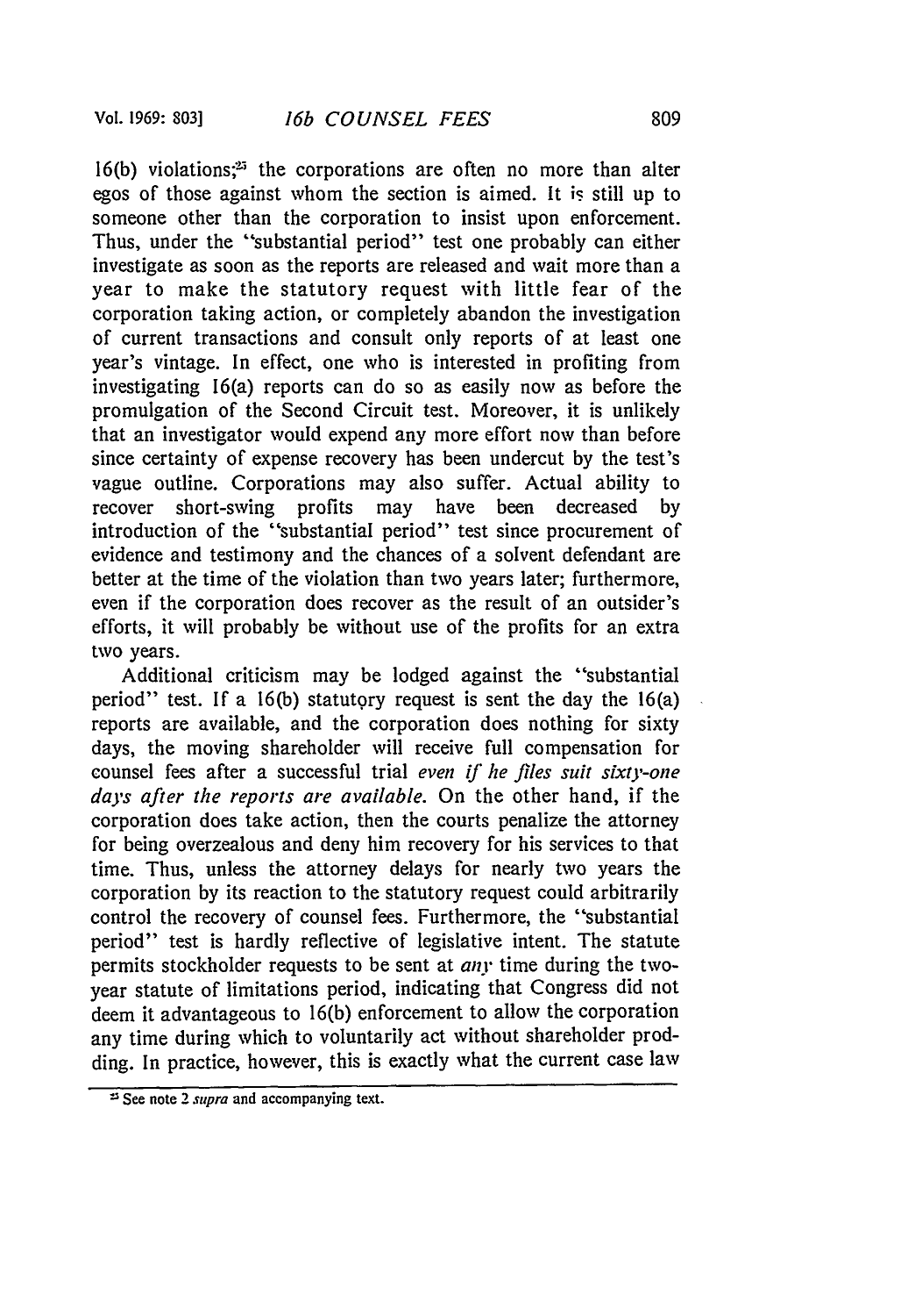16(b) violations;[25] the corporations are often no more than alter egos of those against whom the section is aimed. It is still up to someone other than the corporation to insist upon enforcement. Thus, under the "substantial period" test one probably can either investigate as soon as the reports are released and wait more than a year to make the statutory request with little fear of the corporation taking action, or completely abandon the investigation of current transactions and consult only reports of at least one year's vintage. In effect, one who is interested in profiting from investigating 16(a) reports can do so as easily now as before the promulgation of the Second Circuit test. Moreover, it is unlikely that an investigator would expend any more effort now than before since certainty of expense recovery has been undercut by the test's vague outline. Corporations may also suffer. Actual ability to recover short-swing profits may have been decreased by introduction of the "substantial period" test since procurement of evidence and testimony and the chances of a solvent defendant are better at the time of the violation than two years later; furthermore, even if the corporation does recover as the result of an outsider's efforts, it will probably be without use of the profits for an extra two years.

Additional criticism may be lodged against the "substantial period" test. If a 16(b) statutory request is sent the day the 16(a) reports are available, and the corporation does nothing for sixty days, the moving shareholder will receive full compensation for counsel fees after a successful trial *even if he files suit sixty-one days after the reports are available.* On the other hand, if the corporation does take action, then the courts penalize the attorney for being overzealous and deny him recovery for his services to that time. Thus, unless the attorney delays for nearly two years the corporation by its reaction to the statutory request could arbitrarily control the recovery of counsel fees. Furthermore, the "substantial period" test is hardly reflective of legislative intent. The statute permits stockholder requests to be sent at *any* time during the two-year statute of limitations period, indicating that Congress did not deem it advantageous to 16(b) enforcement to allow the corporation any time during which to voluntarily act without shareholder prodding. In practice, however, this is exactly what the current case law

[25] See note 2 *supra* and accompanying text.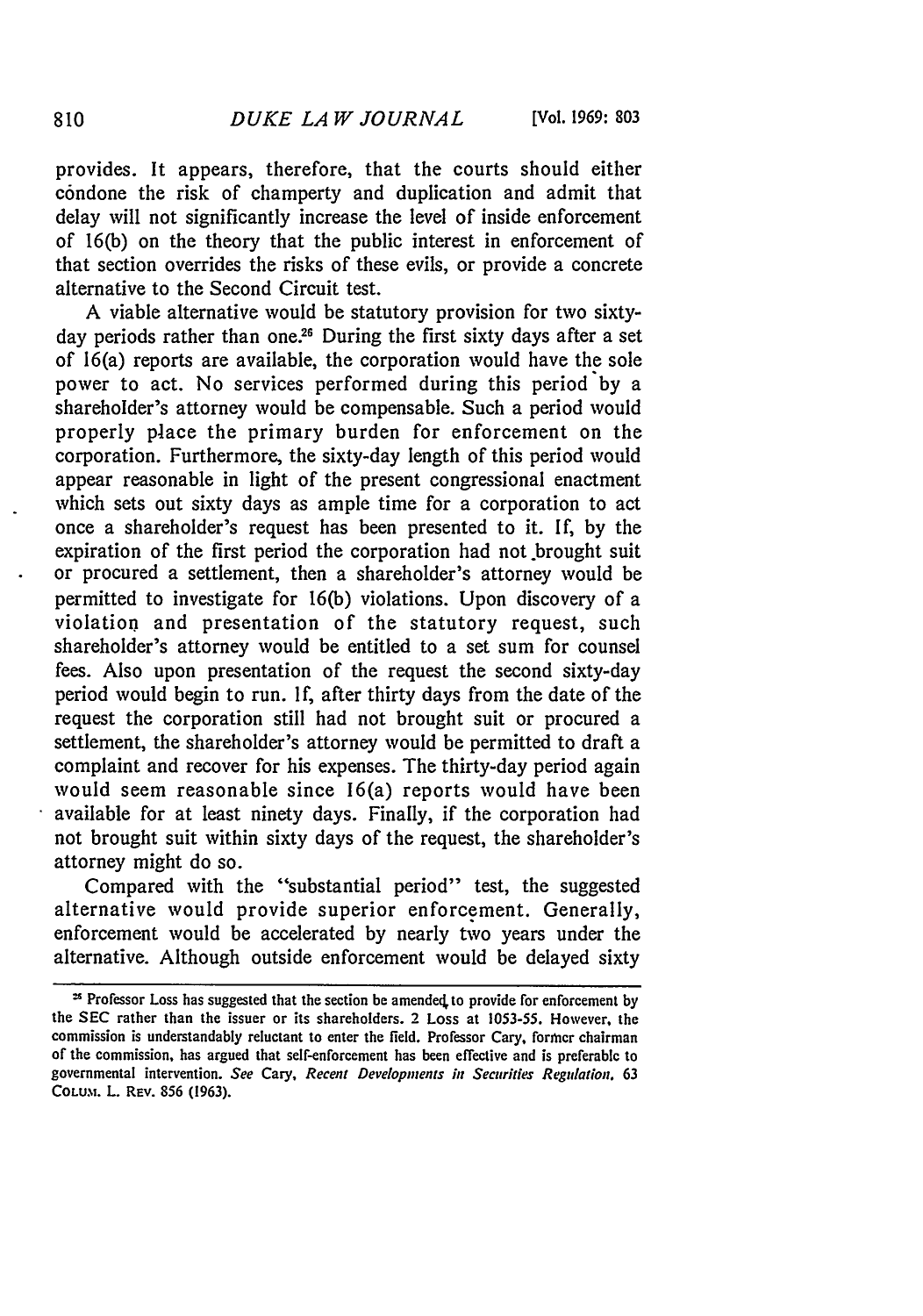provides. It appears, therefore, that the courts should either condone the risk of champerty and duplication and admit that delay will not significantly increase the level of inside enforcement of 16(b) on the theory that the public interest in enforcement of that section overrides the risks of these evils, or provide a concrete alternative to the Second Circuit test.

A viable alternative would be statutory provision for two sixty-day periods rather than one.[25] During the first sixty days after a set of 16(a) reports are available, the corporation would have the sole power to act. No services performed during this period by a shareholder's attorney would be compensable. Such a period would properly place the primary burden for enforcement on the corporation. Furthermore, the sixty-day length of this period would appear reasonable in light of the present congressional enactment which sets out sixty days as ample time for a corporation to act once a shareholder's request has been presented to it. If, by the expiration of the first period the corporation had not brought suit or procured a settlement, then a shareholder's attorney would be permitted to investigate for 16(b) violations. Upon discovery of a violation and presentation of the statutory request, such shareholder's attorney would be entitled to a set sum for counsel fees. Also upon presentation of the request the second sixty-day period would begin to run. If, after thirty days from the date of the request the corporation still had not brought suit or procured a settlement, the shareholder's attorney would be permitted to draft a complaint and recover for his expenses. The thirty-day period again would seem reasonable since 16(a) reports would have been available for at least ninety days. Finally, if the corporation had not brought suit within sixty days of the request, the shareholder's attorney might do so.

Compared with the "substantial period" test, the suggested alternative would provide superior enforcement. Generally, enforcement would be accelerated by nearly two years under the alternative. Although outside enforcement would be delayed sixty

[25] Professor Loss has suggested that the section be amended to provide for enforcement by the SEC rather than the issuer or its shareholders. 2 Loss at 1053-55. However, the commission is understandably reluctant to enter the field. Professor Cary, former chairman of the commission, has argued that self-enforcement has been effective and is preferable to governmental intervention. *See* Cary, *Recent Developments in Securities Regulation*, 63 COLUM. L. REV. 856 (1963).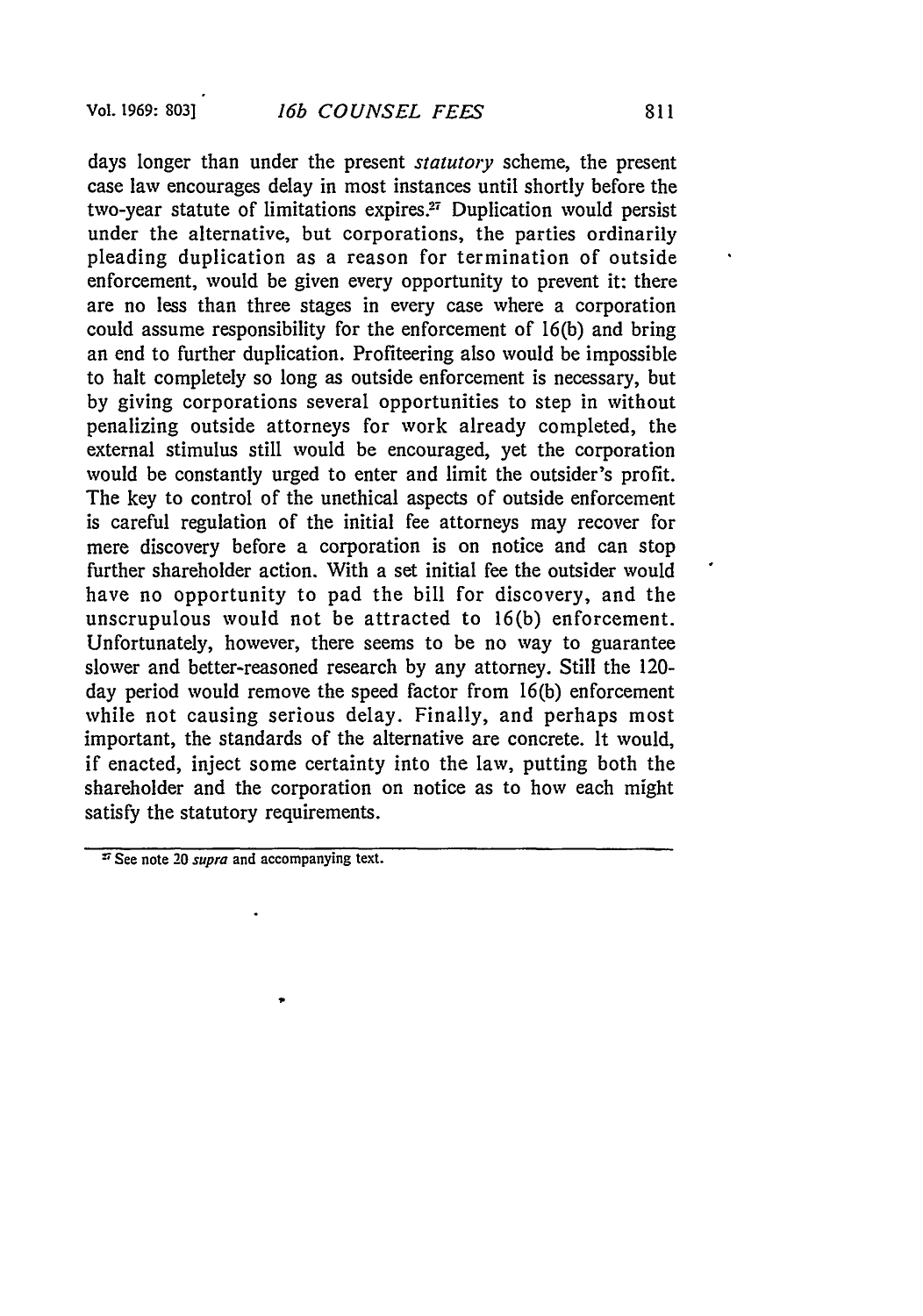days longer than under the present *statutory* scheme, the present case law encourages delay in most instances until shortly before the two-year statute of limitations expires.[27] Duplication would persist under the alternative, but corporations, the parties ordinarily pleading duplication as a reason for termination of outside enforcement, would be given every opportunity to prevent it: there are no less than three stages in every case where a corporation could assume responsibility for the enforcement of 16(b) and bring an end to further duplication. Profiteering also would be impossible to halt completely so long as outside enforcement is necessary, but by giving corporations several opportunities to step in without penalizing outside attorneys for work already completed, the external stimulus still would be encouraged, yet the corporation would be constantly urged to enter and limit the outsider's profit. The key to control of the unethical aspects of outside enforcement is careful regulation of the initial fee attorneys may recover for mere discovery before a corporation is on notice and can stop further shareholder action. With a set initial fee the outsider would have no opportunity to pad the bill for discovery, and the unscrupulous would not be attracted to 16(b) enforcement. Unfortunately, however, there seems to be no way to guarantee slower and better-reasoned research by any attorney. Still the 120-day period would remove the speed factor from 16(b) enforcement while not causing serious delay. Finally, and perhaps most important, the standards of the alternative are concrete. It would, if enacted, inject some certainty into the law, putting both the shareholder and the corporation on notice as to how each might satisfy the statutory requirements.

[27] See note 20 *supra* and accompanying text.